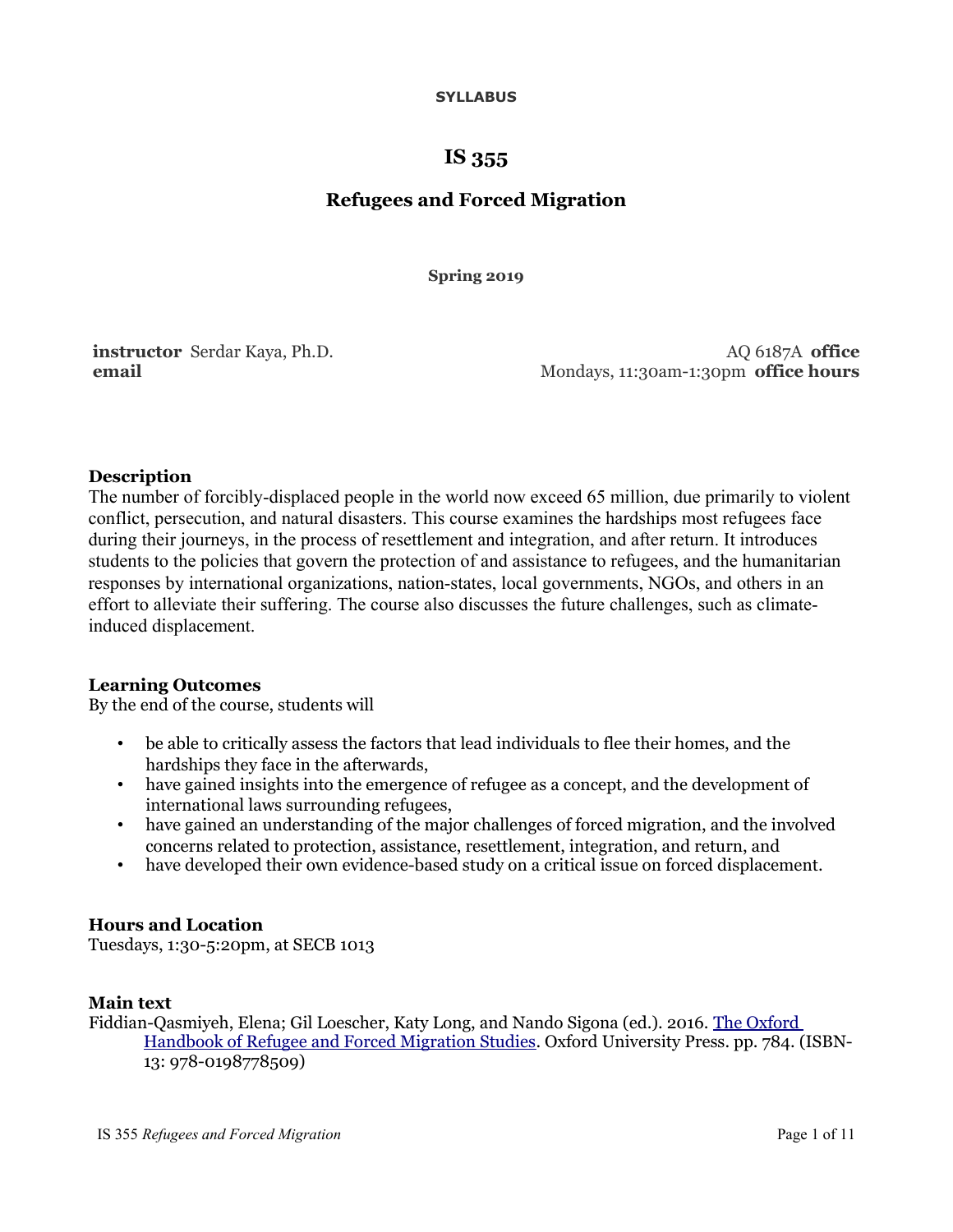**SYLLABUS**

# IS 355

## Refugees and Forced Migration

**Spring 2019**

**instructor** Serdar Kaya, Ph.D.
**email**

AQ 6187A **office**
Mondays, 11:30am-1:30pm **office hours**

### Description

The number of forcibly-displaced people in the world now exceed 65 million, due primarily to violent conflict, persecution, and natural disasters. This course examines the hardships most refugees face during their journeys, in the process of resettlement and integration, and after return. It introduces students to the policies that govern the protection of and assistance to refugees, and the humanitarian responses by international organizations, nation-states, local governments, NGOs, and others in an effort to alleviate their suffering. The course also discusses the future challenges, such as climate-induced displacement.

### Learning Outcomes

By the end of the course, students will

- be able to critically assess the factors that lead individuals to flee their homes, and the hardships they face in the afterwards,
- have gained insights into the emergence of refugee as a concept, and the development of international laws surrounding refugees,
- have gained an understanding of the major challenges of forced migration, and the involved concerns related to protection, assistance, resettlement, integration, and return, and
- have developed their own evidence-based study on a critical issue on forced displacement.

### Hours and Location

Tuesdays, 1:30-5:20pm, at SECB 1013

### Main text

Fiddian-Qasmiyeh, Elena; Gil Loescher, Katy Long, and Nando Sigona (ed.). 2016. The Oxford Handbook of Refugee and Forced Migration Studies. Oxford University Press. pp. 784. (ISBN-13: 978-0198778509)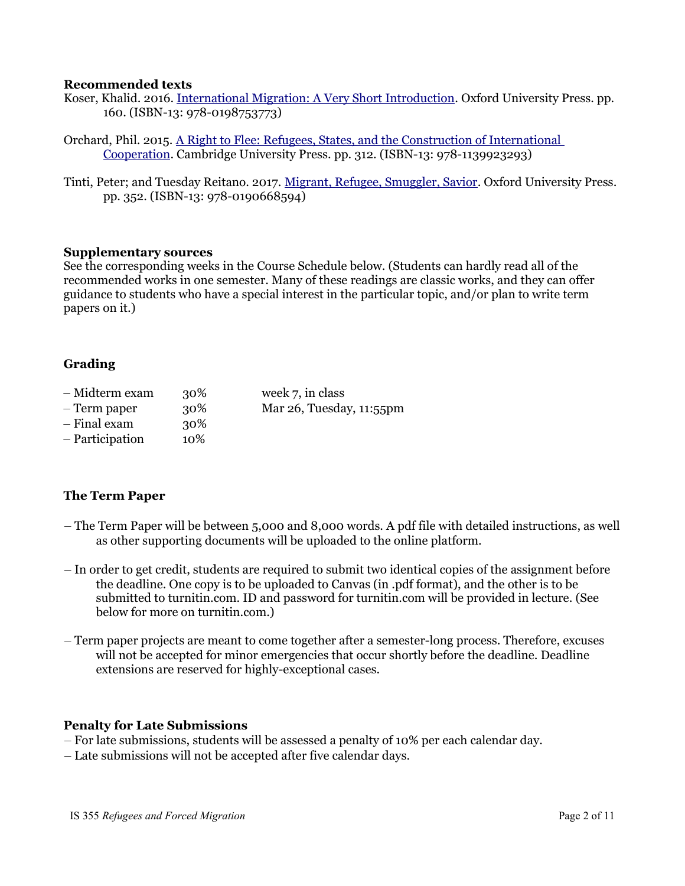### Recommended texts

Koser, Khalid. 2016. International Migration: A Very Short Introduction. Oxford University Press. pp. 160. (ISBN-13: 978-0198753773)

Orchard, Phil. 2015. A Right to Flee: Refugees, States, and the Construction of International Cooperation. Cambridge University Press. pp. 312. (ISBN-13: 978-1139923293)

Tinti, Peter; and Tuesday Reitano. 2017. Migrant, Refugee, Smuggler, Savior. Oxford University Press. pp. 352. (ISBN-13: 978-0190668594)

### Supplementary sources

See the corresponding weeks in the Course Schedule below. (Students can hardly read all of the recommended works in one semester. Many of these readings are classic works, and they can offer guidance to students who have a special interest in the particular topic, and/or plan to write term papers on it.)

### Grading

| | | |
|---|---|---|
| – Midterm exam | 30% | week 7, in class |
| – Term paper | 30% | Mar 26, Tuesday, 11:55pm |
| – Final exam | 30% | |
| – Participation | 10% | |

### The Term Paper

– The Term Paper will be between 5,000 and 8,000 words. A pdf file with detailed instructions, as well as other supporting documents will be uploaded to the online platform.

– In order to get credit, students are required to submit two identical copies of the assignment before the deadline. One copy is to be uploaded to Canvas (in .pdf format), and the other is to be submitted to turnitin.com. ID and password for turnitin.com will be provided in lecture. (See below for more on turnitin.com.)

– Term paper projects are meant to come together after a semester-long process. Therefore, excuses will not be accepted for minor emergencies that occur shortly before the deadline. Deadline extensions are reserved for highly-exceptional cases.

### Penalty for Late Submissions

– For late submissions, students will be assessed a penalty of 10% per each calendar day.
– Late submissions will not be accepted after five calendar days.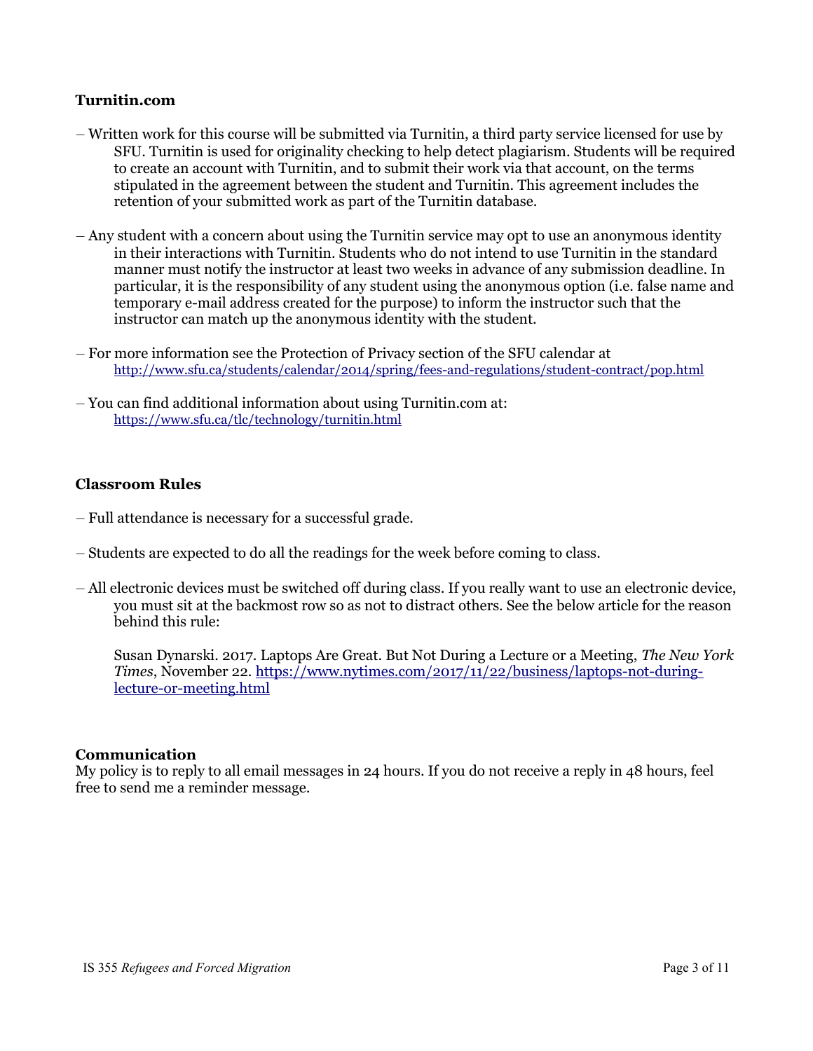**Turnitin.com**

– Written work for this course will be submitted via Turnitin, a third party service licensed for use by SFU. Turnitin is used for originality checking to help detect plagiarism. Students will be required to create an account with Turnitin, and to submit their work via that account, on the terms stipulated in the agreement between the student and Turnitin. This agreement includes the retention of your submitted work as part of the Turnitin database.

– Any student with a concern about using the Turnitin service may opt to use an anonymous identity in their interactions with Turnitin. Students who do not intend to use Turnitin in the standard manner must notify the instructor at least two weeks in advance of any submission deadline. In particular, it is the responsibility of any student using the anonymous option (i.e. false name and temporary e-mail address created for the purpose) to inform the instructor such that the instructor can match up the anonymous identity with the student.

– For more information see the Protection of Privacy section of the SFU calendar at
[http://www.sfu.ca/students/calendar/2014/spring/fees-and-regulations/student-contract/pop.html](http://www.sfu.ca/students/calendar/2014/spring/fees-and-regulations/student-contract/pop.html)

– You can find additional information about using Turnitin.com at:
[https://www.sfu.ca/tlc/technology/turnitin.html](https://www.sfu.ca/tlc/technology/turnitin.html)

**Classroom Rules**

– Full attendance is necessary for a successful grade.

– Students are expected to do all the readings for the week before coming to class.

– All electronic devices must be switched off during class. If you really want to use an electronic device, you must sit at the backmost row so as not to distract others. See the below article for the reason behind this rule:

Susan Dynarski. 2017. Laptops Are Great. But Not During a Lecture or a Meeting, *The New York Times*, November 22. [https://www.nytimes.com/2017/11/22/business/laptops-not-during-lecture-or-meeting.html](https://www.nytimes.com/2017/11/22/business/laptops-not-during-lecture-or-meeting.html)

**Communication**
My policy is to reply to all email messages in 24 hours. If you do not receive a reply in 48 hours, feel free to send me a reminder message.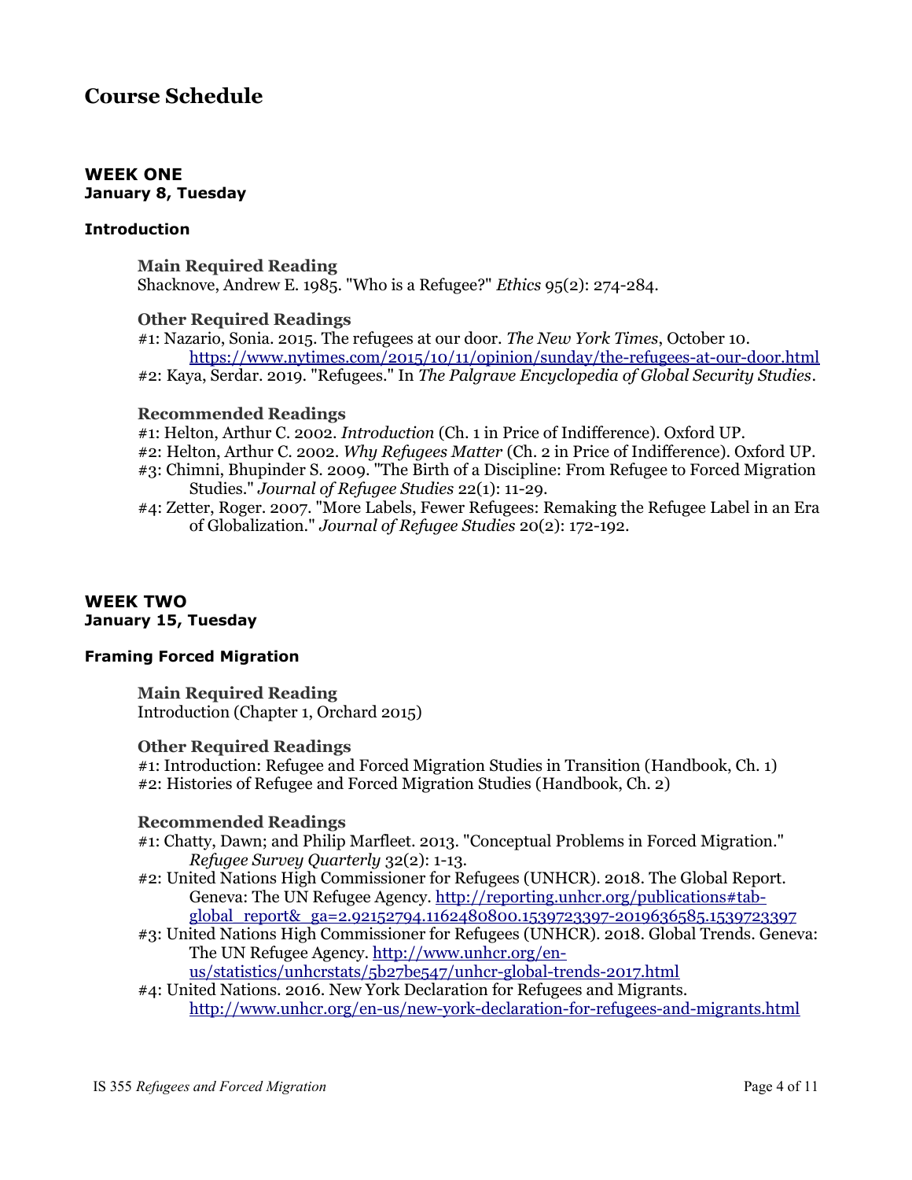# Course Schedule

## WEEK ONE
**January 8, Tuesday**

### Introduction

**Main Required Reading**
Shacknove, Andrew E. 1985. "Who is a Refugee?" *Ethics* 95(2): 274-284.

**Other Required Readings**
#1: Nazario, Sonia. 2015. The refugees at our door. *The New York Times*, October 10. https://www.nytimes.com/2015/10/11/opinion/sunday/the-refugees-at-our-door.html
#2: Kaya, Serdar. 2019. "Refugees." In *The Palgrave Encyclopedia of Global Security Studies*.

**Recommended Readings**
#1: Helton, Arthur C. 2002. *Introduction* (Ch. 1 in Price of Indifference). Oxford UP.
#2: Helton, Arthur C. 2002. *Why Refugees Matter* (Ch. 2 in Price of Indifference). Oxford UP.
#3: Chimni, Bhupinder S. 2009. "The Birth of a Discipline: From Refugee to Forced Migration Studies." *Journal of Refugee Studies* 22(1): 11-29.
#4: Zetter, Roger. 2007. "More Labels, Fewer Refugees: Remaking the Refugee Label in an Era of Globalization." *Journal of Refugee Studies* 20(2): 172-192.

## WEEK TWO
**January 15, Tuesday**

### Framing Forced Migration

**Main Required Reading**
Introduction (Chapter 1, Orchard 2015)

**Other Required Readings**
#1: Introduction: Refugee and Forced Migration Studies in Transition (Handbook, Ch. 1)
#2: Histories of Refugee and Forced Migration Studies (Handbook, Ch. 2)

**Recommended Readings**
#1: Chatty, Dawn; and Philip Marfleet. 2013. "Conceptual Problems in Forced Migration." *Refugee Survey Quarterly* 32(2): 1-13.
#2: United Nations High Commissioner for Refugees (UNHCR). 2018. The Global Report. Geneva: The UN Refugee Agency. http://reporting.unhcr.org/publications#tab-global_report&_ga=2.92152794.1162480800.1539723397-2019636585.1539723397
#3: United Nations High Commissioner for Refugees (UNHCR). 2018. Global Trends. Geneva: The UN Refugee Agency. http://www.unhcr.org/en-us/statistics/unhcrstats/5b27be547/unhcr-global-trends-2017.html
#4: United Nations. 2016. New York Declaration for Refugees and Migrants. http://www.unhcr.org/en-us/new-york-declaration-for-refugees-and-migrants.html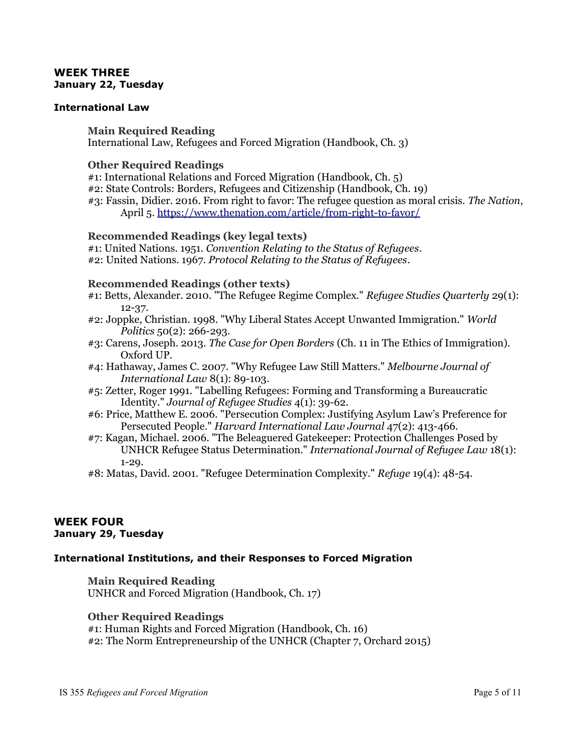## WEEK THREE
**January 22, Tuesday**

### International Law

**Main Required Reading**
International Law, Refugees and Forced Migration (Handbook, Ch. 3)

**Other Required Readings**
#1: International Relations and Forced Migration (Handbook, Ch. 5)
#2: State Controls: Borders, Refugees and Citizenship (Handbook, Ch. 19)
#3: Fassin, Didier. 2016. From right to favor: The refugee question as moral crisis. *The Nation*, April 5. https://www.thenation.com/article/from-right-to-favor/

**Recommended Readings (key legal texts)**
#1: United Nations. 1951. *Convention Relating to the Status of Refugees*.
#2: United Nations. 1967. *Protocol Relating to the Status of Refugees*.

**Recommended Readings (other texts)**
#1: Betts, Alexander. 2010. "The Refugee Regime Complex." *Refugee Studies Quarterly* 29(1): 12-37.
#2: Joppke, Christian. 1998. "Why Liberal States Accept Unwanted Immigration." *World Politics* 50(2): 266-293.
#3: Carens, Joseph. 2013. *The Case for Open Borders* (Ch. 11 in The Ethics of Immigration). Oxford UP.
#4: Hathaway, James C. 2007. "Why Refugee Law Still Matters." *Melbourne Journal of International Law* 8(1): 89-103.
#5: Zetter, Roger 1991. "Labelling Refugees: Forming and Transforming a Bureaucratic Identity." *Journal of Refugee Studies* 4(1): 39-62.
#6: Price, Matthew E. 2006. "Persecution Complex: Justifying Asylum Law's Preference for Persecuted People." *Harvard International Law Journal* 47(2): 413-466.
#7: Kagan, Michael. 2006. "The Beleaguered Gatekeeper: Protection Challenges Posed by UNHCR Refugee Status Determination." *International Journal of Refugee Law* 18(1): 1-29.
#8: Matas, David. 2001. "Refugee Determination Complexity." *Refuge* 19(4): 48-54.

## WEEK FOUR
**January 29, Tuesday**

### International Institutions, and their Responses to Forced Migration

**Main Required Reading**
UNHCR and Forced Migration (Handbook, Ch. 17)

**Other Required Readings**
#1: Human Rights and Forced Migration (Handbook, Ch. 16)
#2: The Norm Entrepreneurship of the UNHCR (Chapter 7, Orchard 2015)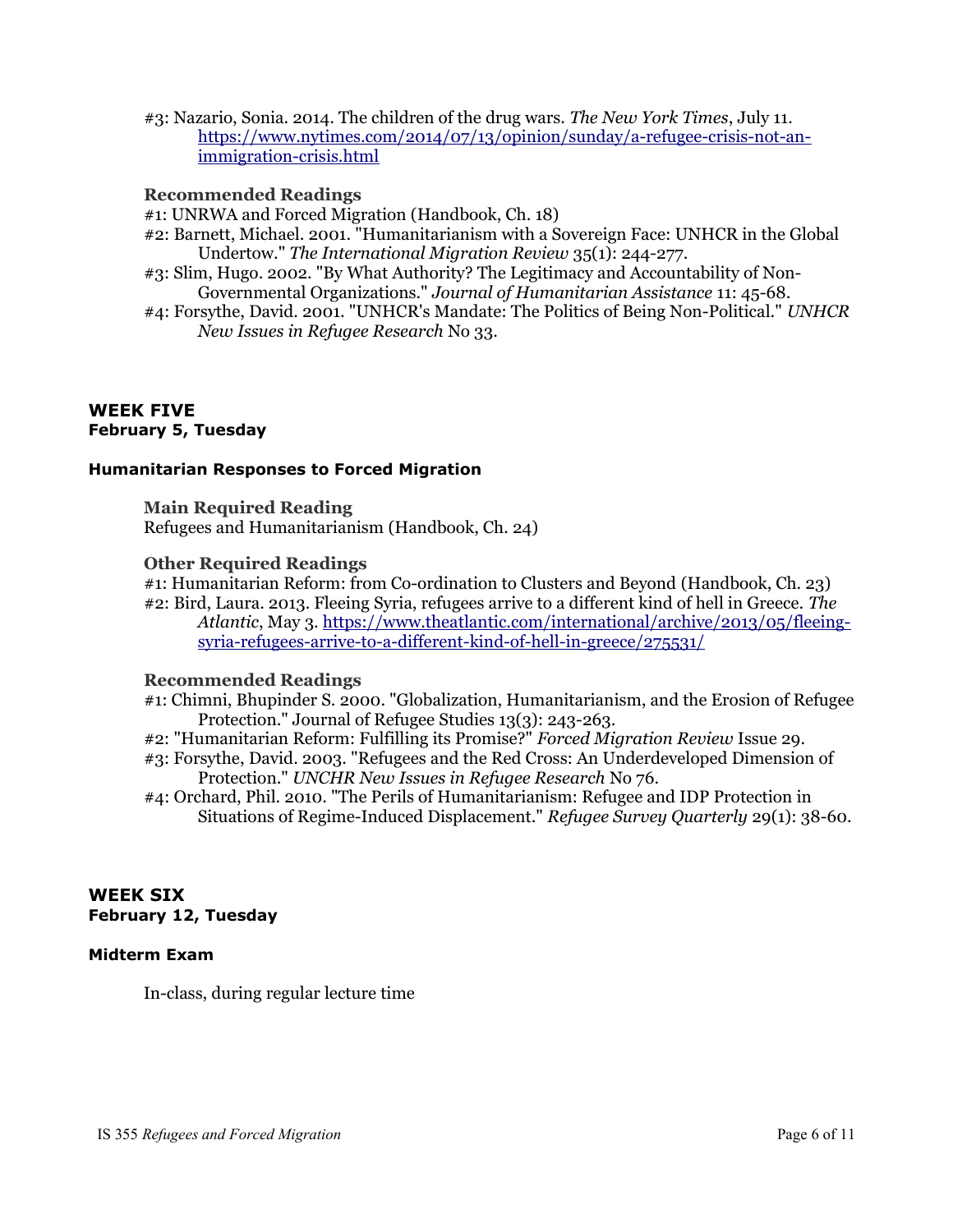#3: Nazario, Sonia. 2014. The children of the drug wars. *The New York Times*, July 11. https://www.nytimes.com/2014/07/13/opinion/sunday/a-refugee-crisis-not-an-immigration-crisis.html

### Recommended Readings

#1: UNRWA and Forced Migration (Handbook, Ch. 18)
#2: Barnett, Michael. 2001. "Humanitarianism with a Sovereign Face: UNHCR in the Global Undertow." *The International Migration Review* 35(1): 244-277.
#3: Slim, Hugo. 2002. "By What Authority? The Legitimacy and Accountability of Non-Governmental Organizations." *Journal of Humanitarian Assistance* 11: 45-68.
#4: Forsythe, David. 2001. "UNHCR's Mandate: The Politics of Being Non-Political." *UNHCR New Issues in Refugee Research* No 33.

## WEEK FIVE
**February 5, Tuesday**

### Humanitarian Responses to Forced Migration

#### Main Required Reading

Refugees and Humanitarianism (Handbook, Ch. 24)

#### Other Required Readings

#1: Humanitarian Reform: from Co-ordination to Clusters and Beyond (Handbook, Ch. 23)
#2: Bird, Laura. 2013. Fleeing Syria, refugees arrive to a different kind of hell in Greece. *The Atlantic*, May 3. https://www.theatlantic.com/international/archive/2013/05/fleeing-syria-refugees-arrive-to-a-different-kind-of-hell-in-greece/275531/

#### Recommended Readings

#1: Chimni, Bhupinder S. 2000. "Globalization, Humanitarianism, and the Erosion of Refugee Protection." Journal of Refugee Studies 13(3): 243-263.
#2: "Humanitarian Reform: Fulfilling its Promise?" *Forced Migration Review* Issue 29.
#3: Forsythe, David. 2003. "Refugees and the Red Cross: An Underdeveloped Dimension of Protection." *UNCHR New Issues in Refugee Research* No 76.
#4: Orchard, Phil. 2010. "The Perils of Humanitarianism: Refugee and IDP Protection in Situations of Regime-Induced Displacement." *Refugee Survey Quarterly* 29(1): 38-60.

## WEEK SIX
**February 12, Tuesday**

### Midterm Exam

In-class, during regular lecture time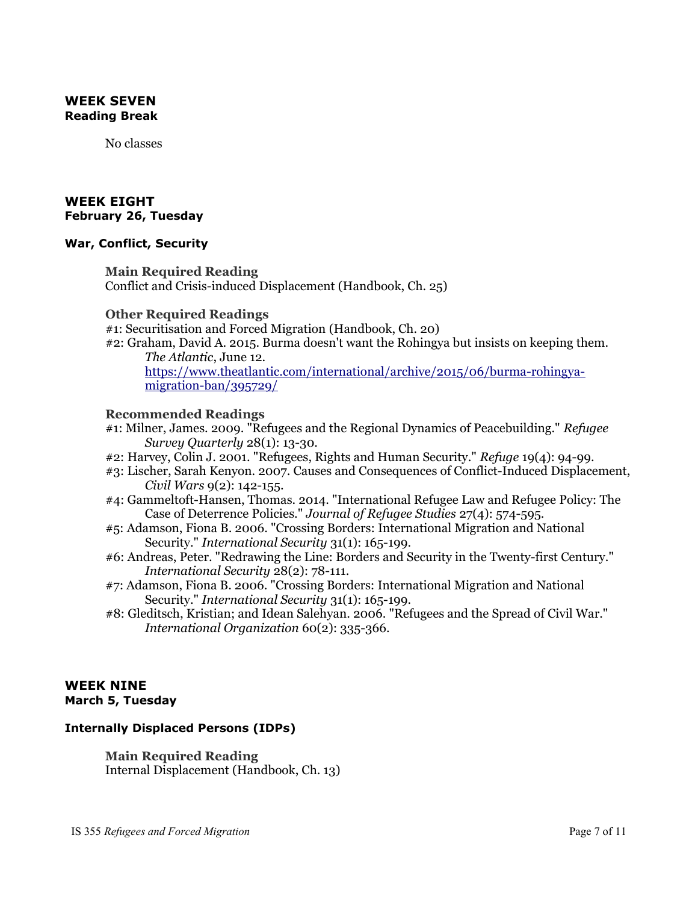### WEEK SEVEN
**Reading Break**

No classes

### WEEK EIGHT
**February 26, Tuesday**

#### War, Conflict, Security

**Main Required Reading**
Conflict and Crisis-induced Displacement (Handbook, Ch. 25)

**Other Required Readings**
#1: Securitisation and Forced Migration (Handbook, Ch. 20)
#2: Graham, David A. 2015. Burma doesn't want the Rohingya but insists on keeping them. *The Atlantic*, June 12. https://www.theatlantic.com/international/archive/2015/06/burma-rohingya-migration-ban/395729/

**Recommended Readings**
#1: Milner, James. 2009. "Refugees and the Regional Dynamics of Peacebuilding." *Refugee Survey Quarterly* 28(1): 13-30.
#2: Harvey, Colin J. 2001. "Refugees, Rights and Human Security." *Refuge* 19(4): 94-99.
#3: Lischer, Sarah Kenyon. 2007. Causes and Consequences of Conflict-Induced Displacement, *Civil Wars* 9(2): 142-155.
#4: Gammeltoft-Hansen, Thomas. 2014. "International Refugee Law and Refugee Policy: The Case of Deterrence Policies." *Journal of Refugee Studies* 27(4): 574-595.
#5: Adamson, Fiona B. 2006. "Crossing Borders: International Migration and National Security." *International Security* 31(1): 165-199.
#6: Andreas, Peter. "Redrawing the Line: Borders and Security in the Twenty-first Century." *International Security* 28(2): 78-111.
#7: Adamson, Fiona B. 2006. "Crossing Borders: International Migration and National Security." *International Security* 31(1): 165-199.
#8: Gleditsch, Kristian; and Idean Salehyan. 2006. "Refugees and the Spread of Civil War." *International Organization* 60(2): 335-366.

### WEEK NINE
**March 5, Tuesday**

#### Internally Displaced Persons (IDPs)

**Main Required Reading**
Internal Displacement (Handbook, Ch. 13)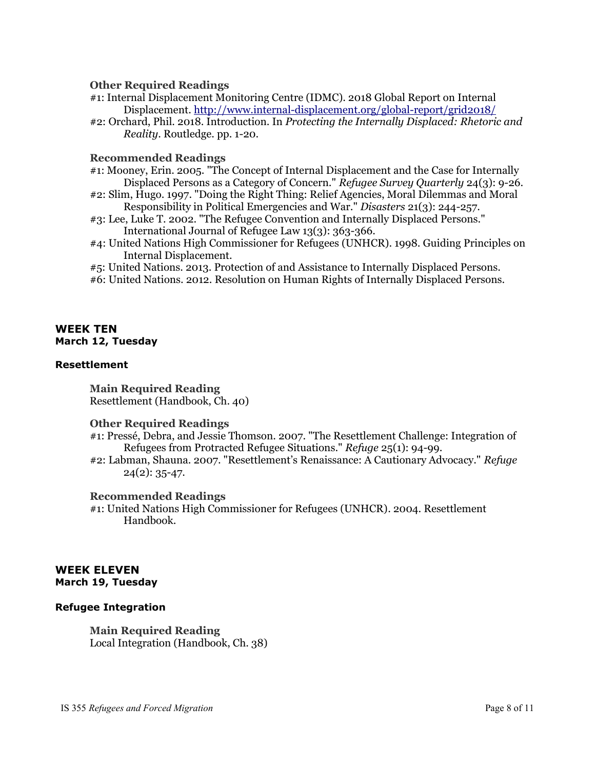### Other Required Readings

#1: Internal Displacement Monitoring Centre (IDMC). 2018 Global Report on Internal Displacement. http://www.internal-displacement.org/global-report/grid2018/

#2: Orchard, Phil. 2018. Introduction. In *Protecting the Internally Displaced: Rhetoric and Reality*. Routledge. pp. 1-20.

### Recommended Readings

#1: Mooney, Erin. 2005. "The Concept of Internal Displacement and the Case for Internally Displaced Persons as a Category of Concern." *Refugee Survey Quarterly* 24(3): 9-26.

#2: Slim, Hugo. 1997. "Doing the Right Thing: Relief Agencies, Moral Dilemmas and Moral Responsibility in Political Emergencies and War." *Disasters* 21(3): 244-257.

#3: Lee, Luke T. 2002. "The Refugee Convention and Internally Displaced Persons." International Journal of Refugee Law 13(3): 363-366.

#4: United Nations High Commissioner for Refugees (UNHCR). 1998. Guiding Principles on Internal Displacement.

#5: United Nations. 2013. Protection of and Assistance to Internally Displaced Persons.

#6: United Nations. 2012. Resolution on Human Rights of Internally Displaced Persons.

## WEEK TEN
**March 12, Tuesday**

### Resettlement

**Main Required Reading**
Resettlement (Handbook, Ch. 40)

**Other Required Readings**

#1: Pressé, Debra, and Jessie Thomson. 2007. "The Resettlement Challenge: Integration of Refugees from Protracted Refugee Situations." *Refuge* 25(1): 94-99.

#2: Labman, Shauna. 2007. "Resettlement's Renaissance: A Cautionary Advocacy." *Refuge* 24(2): 35-47.

**Recommended Readings**

#1: United Nations High Commissioner for Refugees (UNHCR). 2004. Resettlement Handbook.

## WEEK ELEVEN
**March 19, Tuesday**

### Refugee Integration

**Main Required Reading**
Local Integration (Handbook, Ch. 38)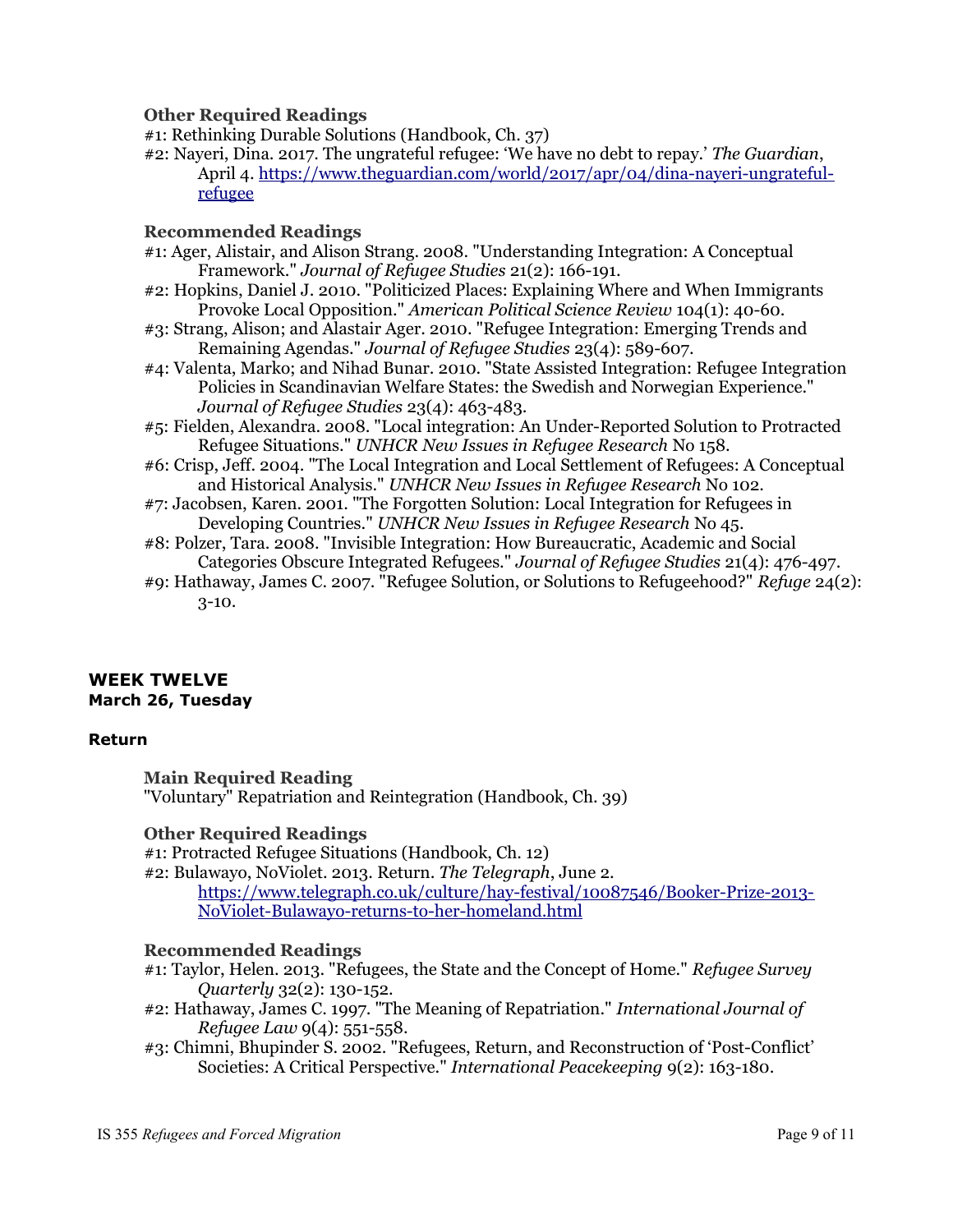### Other Required Readings

#1: Rethinking Durable Solutions (Handbook, Ch. 37)

#2: Nayeri, Dina. 2017. The ungrateful refugee: 'We have no debt to repay.' *The Guardian*, April 4. [https://www.theguardian.com/world/2017/apr/04/dina-nayeri-ungrateful-refugee](https://www.theguardian.com/world/2017/apr/04/dina-nayeri-ungrateful-refugee)

### Recommended Readings

#1: Ager, Alistair, and Alison Strang. 2008. "Understanding Integration: A Conceptual Framework." *Journal of Refugee Studies* 21(2): 166-191.

#2: Hopkins, Daniel J. 2010. "Politicized Places: Explaining Where and When Immigrants Provoke Local Opposition." *American Political Science Review* 104(1): 40-60.

#3: Strang, Alison; and Alastair Ager. 2010. "Refugee Integration: Emerging Trends and Remaining Agendas." *Journal of Refugee Studies* 23(4): 589-607.

#4: Valenta, Marko; and Nihad Bunar. 2010. "State Assisted Integration: Refugee Integration Policies in Scandinavian Welfare States: the Swedish and Norwegian Experience." *Journal of Refugee Studies* 23(4): 463-483.

#5: Fielden, Alexandra. 2008. "Local integration: An Under-Reported Solution to Protracted Refugee Situations." *UNHCR New Issues in Refugee Research* No 158.

#6: Crisp, Jeff. 2004. "The Local Integration and Local Settlement of Refugees: A Conceptual and Historical Analysis." *UNHCR New Issues in Refugee Research* No 102.

#7: Jacobsen, Karen. 2001. "The Forgotten Solution: Local Integration for Refugees in Developing Countries." *UNHCR New Issues in Refugee Research* No 45.

#8: Polzer, Tara. 2008. "Invisible Integration: How Bureaucratic, Academic and Social Categories Obscure Integrated Refugees." *Journal of Refugee Studies* 21(4): 476-497.

#9: Hathaway, James C. 2007. "Refugee Solution, or Solutions to Refugeehood?" *Refuge* 24(2): 3-10.

## WEEK TWELVE

**March 26, Tuesday**

**Return**

### Main Required Reading

"Voluntary" Repatriation and Reintegration (Handbook, Ch. 39)

### Other Required Readings

#1: Protracted Refugee Situations (Handbook, Ch. 12)

#2: Bulawayo, NoViolet. 2013. Return. *The Telegraph*, June 2. [https://www.telegraph.co.uk/culture/hay-festival/10087546/Booker-Prize-2013-NoViolet-Bulawayo-returns-to-her-homeland.html](https://www.telegraph.co.uk/culture/hay-festival/10087546/Booker-Prize-2013-NoViolet-Bulawayo-returns-to-her-homeland.html)

### Recommended Readings

#1: Taylor, Helen. 2013. "Refugees, the State and the Concept of Home." *Refugee Survey Quarterly* 32(2): 130-152.

#2: Hathaway, James C. 1997. "The Meaning of Repatriation." *International Journal of Refugee Law* 9(4): 551-558.

#3: Chimni, Bhupinder S. 2002. "Refugees, Return, and Reconstruction of 'Post-Conflict' Societies: A Critical Perspective." *International Peacekeeping* 9(2): 163-180.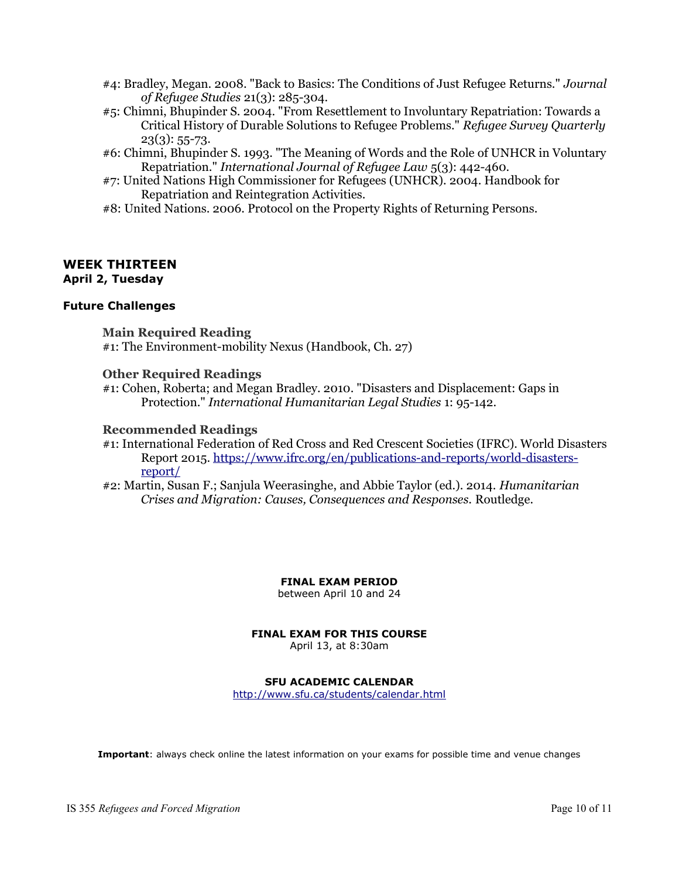#4: Bradley, Megan. 2008. "Back to Basics: The Conditions of Just Refugee Returns." *Journal of Refugee Studies* 21(3): 285-304.

#5: Chimni, Bhupinder S. 2004. "From Resettlement to Involuntary Repatriation: Towards a Critical History of Durable Solutions to Refugee Problems." *Refugee Survey Quarterly* 23(3): 55-73.

#6: Chimni, Bhupinder S. 1993. "The Meaning of Words and the Role of UNHCR in Voluntary Repatriation." *International Journal of Refugee Law* 5(3): 442-460.

#7: United Nations High Commissioner for Refugees (UNHCR). 2004. Handbook for Repatriation and Reintegration Activities.

#8: United Nations. 2006. Protocol on the Property Rights of Returning Persons.

## WEEK THIRTEEN
**April 2, Tuesday**

### Future Challenges

#### Main Required Reading

#1: The Environment-mobility Nexus (Handbook, Ch. 27)

#### Other Required Readings

#1: Cohen, Roberta; and Megan Bradley. 2010. "Disasters and Displacement: Gaps in Protection." *International Humanitarian Legal Studies* 1: 95-142.

#### Recommended Readings

#1: International Federation of Red Cross and Red Crescent Societies (IFRC). World Disasters Report 2015. https://www.ifrc.org/en/publications-and-reports/world-disasters-report/

#2: Martin, Susan F.; Sanjula Weerasinghe, and Abbie Taylor (ed.). 2014. *Humanitarian Crises and Migration: Causes, Consequences and Responses.* Routledge.

**FINAL EXAM PERIOD**
between April 10 and 24

**FINAL EXAM FOR THIS COURSE**
April 13, at 8:30am

**SFU ACADEMIC CALENDAR**
http://www.sfu.ca/students/calendar.html

**Important**: always check online the latest information on your exams for possible time and venue changes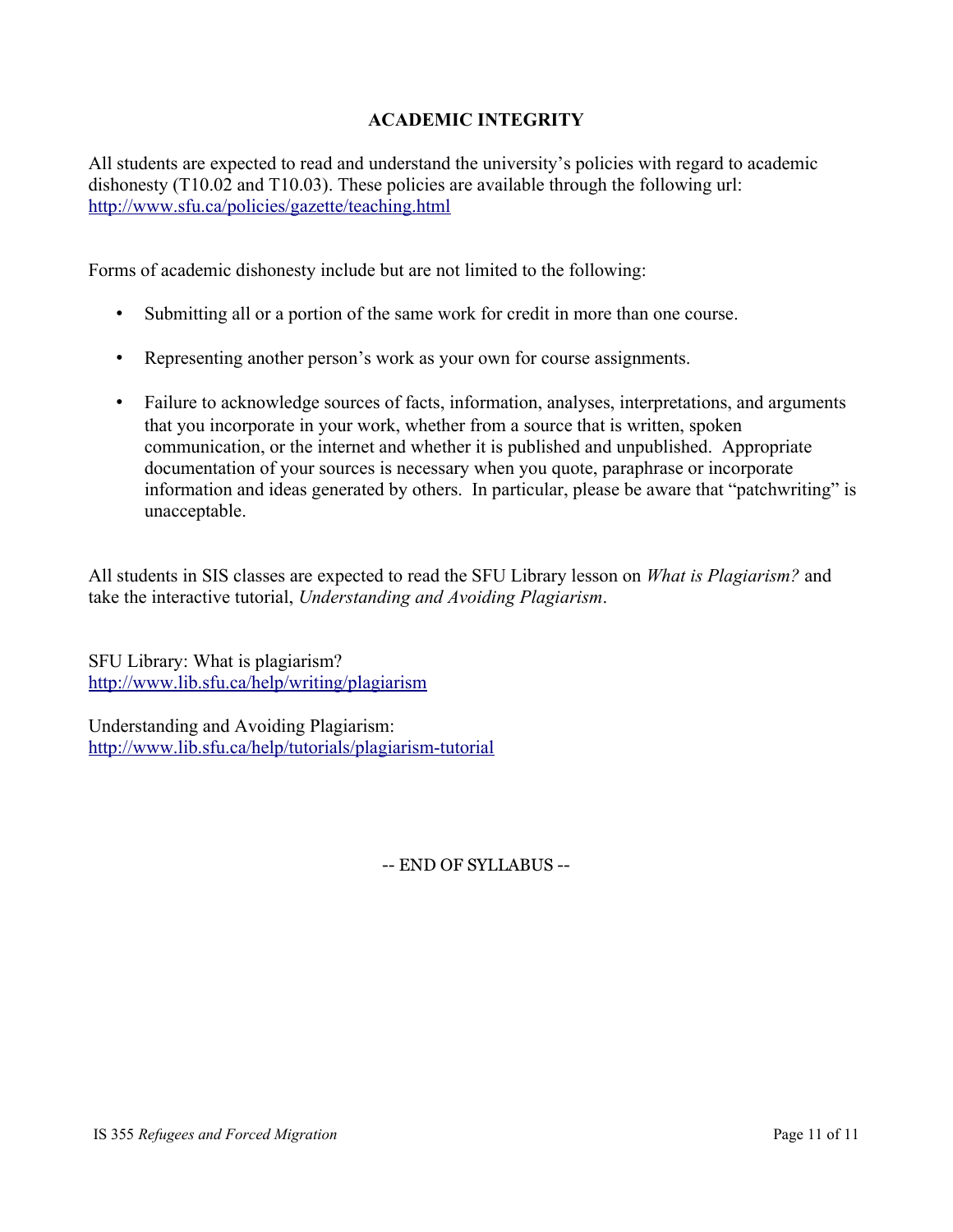## ACADEMIC INTEGRITY

All students are expected to read and understand the university's policies with regard to academic dishonesty (T10.02 and T10.03). These policies are available through the following url: http://www.sfu.ca/policies/gazette/teaching.html

Forms of academic dishonesty include but are not limited to the following:

- Submitting all or a portion of the same work for credit in more than one course.
- Representing another person's work as your own for course assignments.
- Failure to acknowledge sources of facts, information, analyses, interpretations, and arguments that you incorporate in your work, whether from a source that is written, spoken communication, or the internet and whether it is published and unpublished. Appropriate documentation of your sources is necessary when you quote, paraphrase or incorporate information and ideas generated by others. In particular, please be aware that "patchwriting" is unacceptable.

All students in SIS classes are expected to read the SFU Library lesson on *What is Plagiarism?* and take the interactive tutorial, *Understanding and Avoiding Plagiarism*.

SFU Library: What is plagiarism?
http://www.lib.sfu.ca/help/writing/plagiarism

Understanding and Avoiding Plagiarism:
http://www.lib.sfu.ca/help/tutorials/plagiarism-tutorial

-- END OF SYLLABUS --